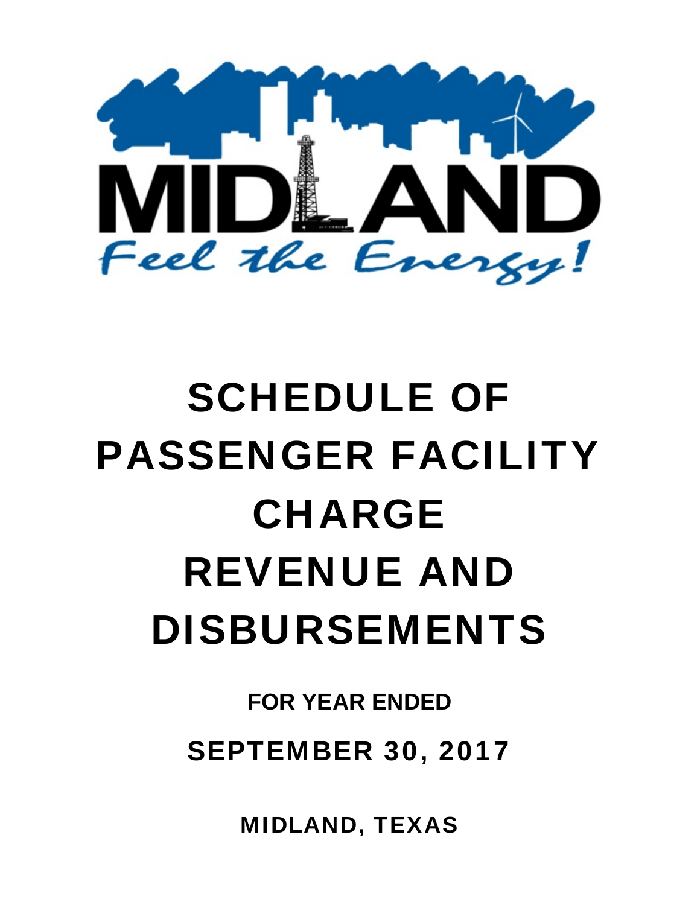# SCHEDULE OF PASSENGER FACILITY CHARGE REVENUE AND DISBURSEMENTS

**FOR YEAR ENDED**

**SEPTEMBER 30, 2017**

**MIDLAND, TEXAS**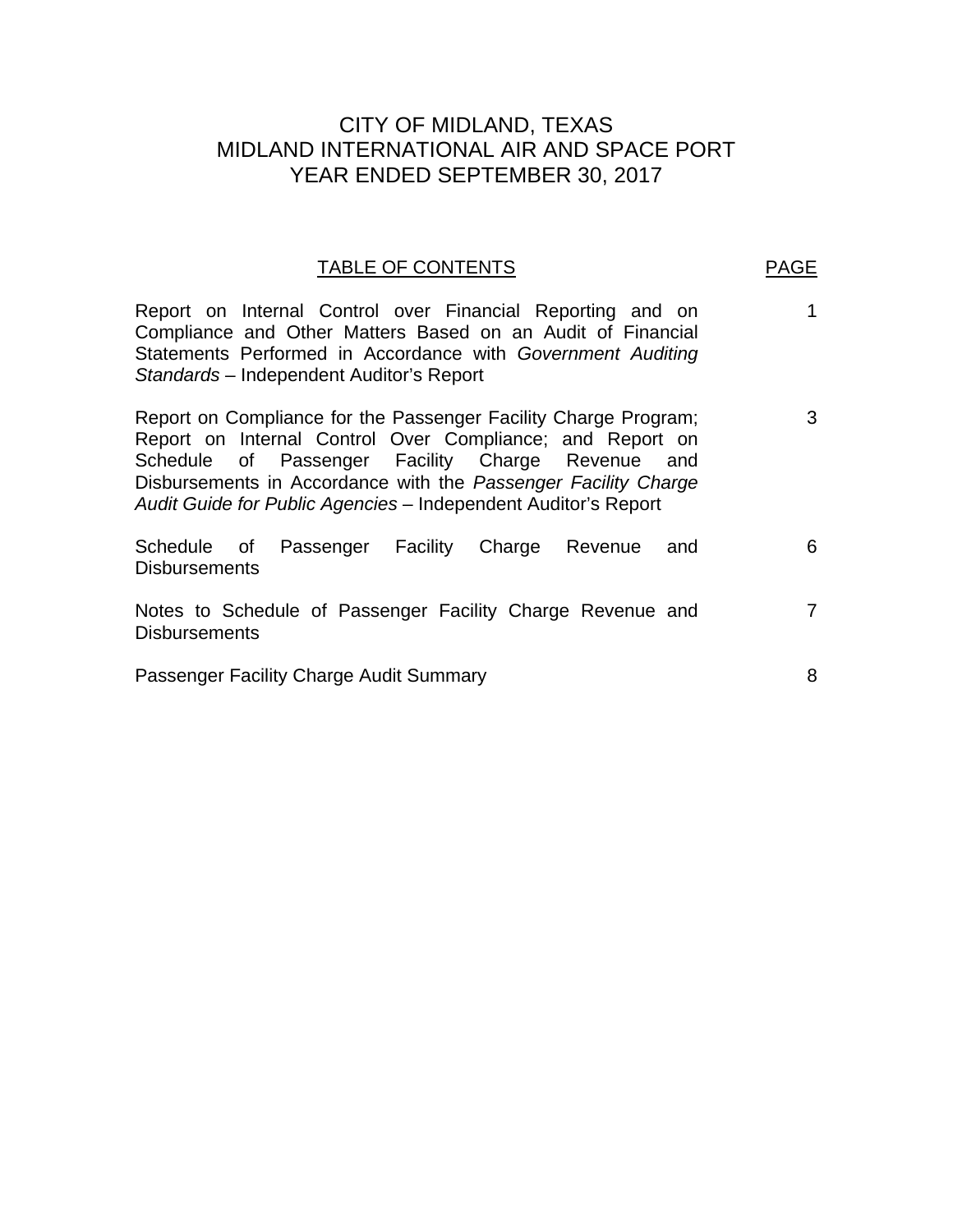# CITY OF MIDLAND, TEXAS
# MIDLAND INTERNATIONAL AIR AND SPACE PORT
# YEAR ENDED SEPTEMBER 30, 2017

| TABLE OF CONTENTS | PAGE |
|---|---|
| Report on Internal Control over Financial Reporting and on Compliance and Other Matters Based on an Audit of Financial Statements Performed in Accordance with *Government Auditing Standards* – Independent Auditor's Report | 1 |
| Report on Compliance for the Passenger Facility Charge Program; Report on Internal Control Over Compliance; and Report on Schedule of Passenger Facility Charge Revenue and Disbursements in Accordance with the *Passenger Facility Charge Audit Guide for Public Agencies* – Independent Auditor's Report | 3 |
| Schedule of Passenger Facility Charge Revenue and Disbursements | 6 |
| Notes to Schedule of Passenger Facility Charge Revenue and Disbursements | 7 |
| Passenger Facility Charge Audit Summary | 8 |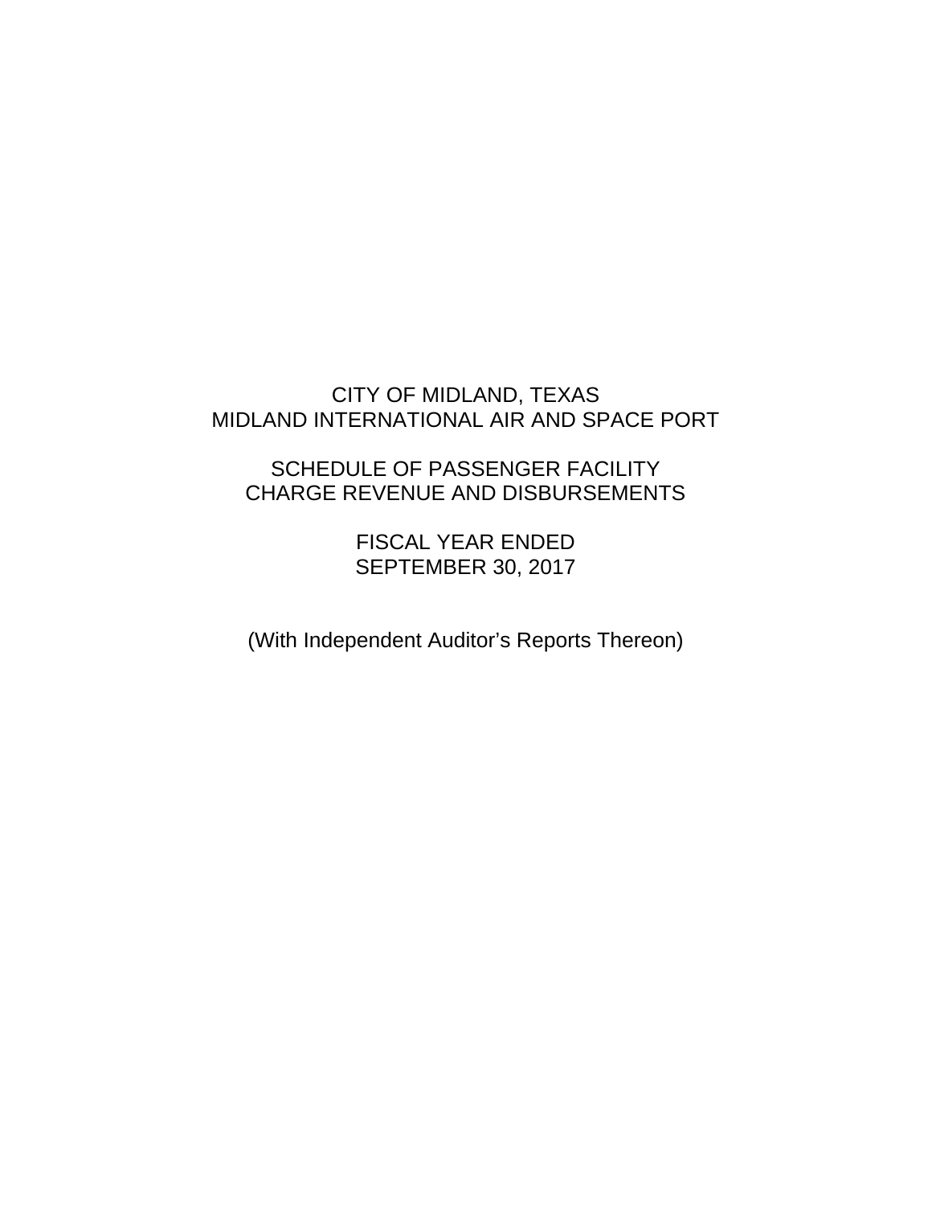# CITY OF MIDLAND, TEXAS
# MIDLAND INTERNATIONAL AIR AND SPACE PORT

## SCHEDULE OF PASSENGER FACILITY CHARGE REVENUE AND DISBURSEMENTS

## FISCAL YEAR ENDED SEPTEMBER 30, 2017

(With Independent Auditor's Reports Thereon)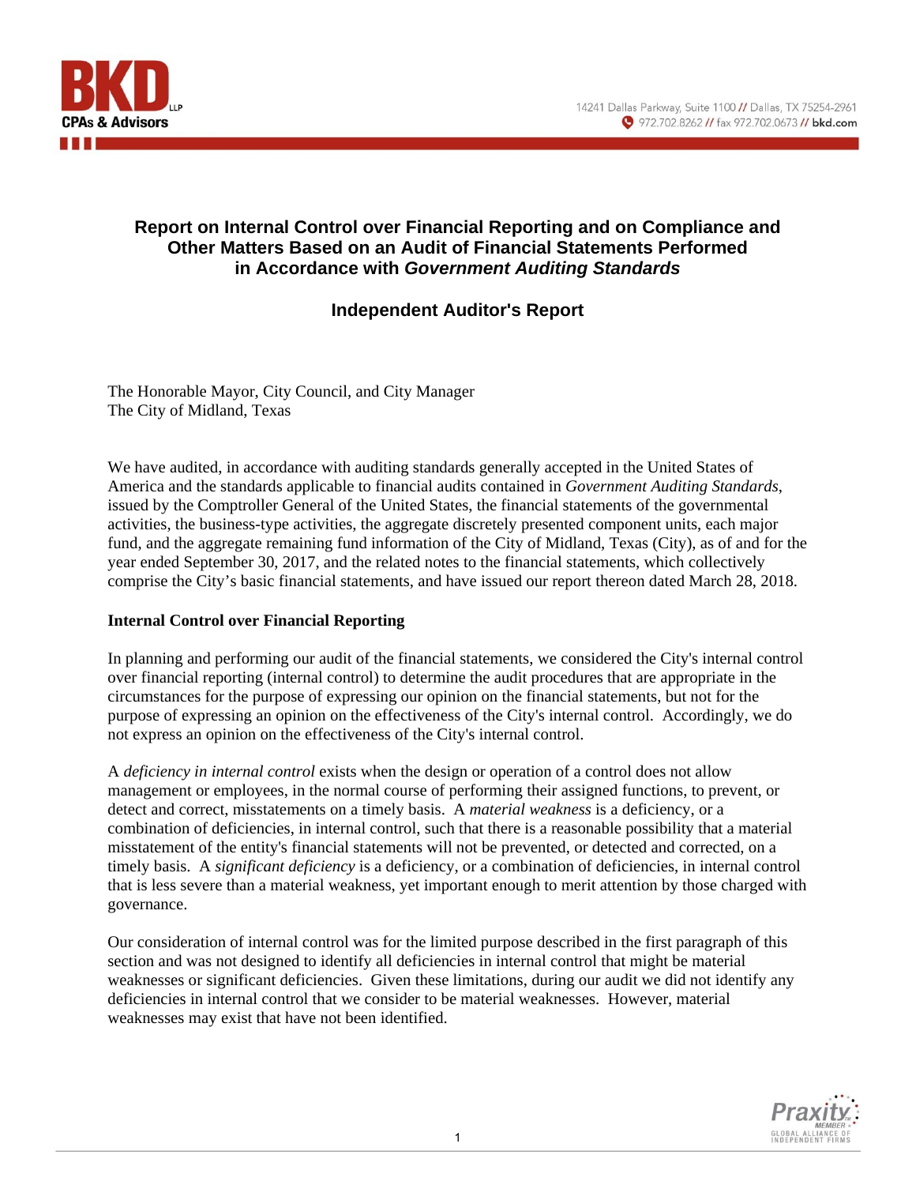# Report on Internal Control over Financial Reporting and on Compliance and Other Matters Based on an Audit of Financial Statements Performed in Accordance with *Government Auditing Standards*

## Independent Auditor's Report

The Honorable Mayor, City Council, and City Manager
The City of Midland, Texas

We have audited, in accordance with auditing standards generally accepted in the United States of America and the standards applicable to financial audits contained in *Government Auditing Standards*, issued by the Comptroller General of the United States, the financial statements of the governmental activities, the business-type activities, the aggregate discretely presented component units, each major fund, and the aggregate remaining fund information of the City of Midland, Texas (City), as of and for the year ended September 30, 2017, and the related notes to the financial statements, which collectively comprise the City's basic financial statements, and have issued our report thereon dated March 28, 2018.

**Internal Control over Financial Reporting**

In planning and performing our audit of the financial statements, we considered the City's internal control over financial reporting (internal control) to determine the audit procedures that are appropriate in the circumstances for the purpose of expressing our opinion on the financial statements, but not for the purpose of expressing an opinion on the effectiveness of the City's internal control. Accordingly, we do not express an opinion on the effectiveness of the City's internal control.

A *deficiency in internal control* exists when the design or operation of a control does not allow management or employees, in the normal course of performing their assigned functions, to prevent, or detect and correct, misstatements on a timely basis. A *material weakness* is a deficiency, or a combination of deficiencies, in internal control, such that there is a reasonable possibility that a material misstatement of the entity's financial statements will not be prevented, or detected and corrected, on a timely basis. A *significant deficiency* is a deficiency, or a combination of deficiencies, in internal control that is less severe than a material weakness, yet important enough to merit attention by those charged with governance.

Our consideration of internal control was for the limited purpose described in the first paragraph of this section and was not designed to identify all deficiencies in internal control that might be material weaknesses or significant deficiencies. Given these limitations, during our audit we did not identify any deficiencies in internal control that we consider to be material weaknesses. However, material weaknesses may exist that have not been identified.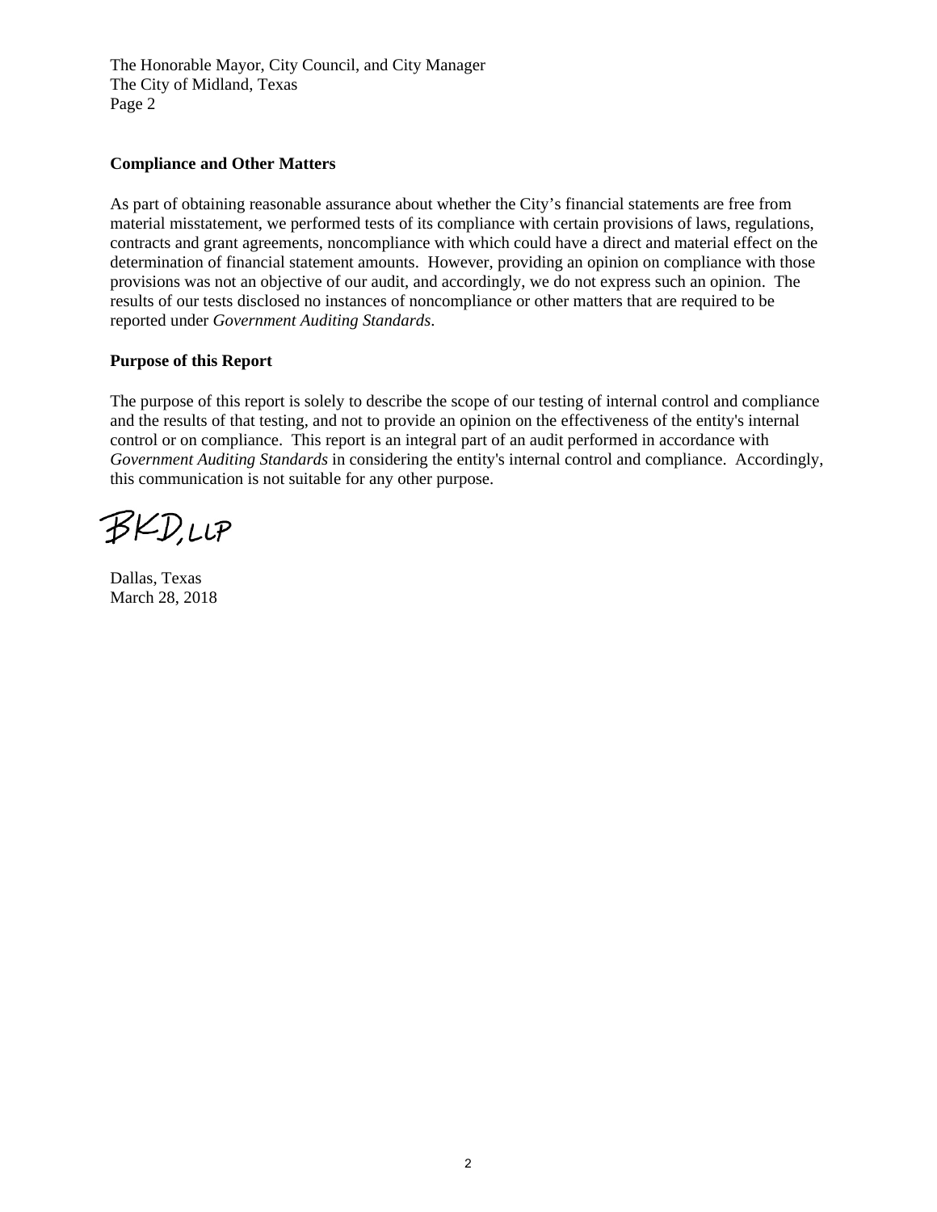The Honorable Mayor, City Council, and City Manager
The City of Midland, Texas
Page 2

**Compliance and Other Matters**

As part of obtaining reasonable assurance about whether the City's financial statements are free from material misstatement, we performed tests of its compliance with certain provisions of laws, regulations, contracts and grant agreements, noncompliance with which could have a direct and material effect on the determination of financial statement amounts. However, providing an opinion on compliance with those provisions was not an objective of our audit, and accordingly, we do not express such an opinion. The results of our tests disclosed no instances of noncompliance or other matters that are required to be reported under *Government Auditing Standards*.

**Purpose of this Report**

The purpose of this report is solely to describe the scope of our testing of internal control and compliance and the results of that testing, and not to provide an opinion on the effectiveness of the entity's internal control or on compliance. This report is an integral part of an audit performed in accordance with *Government Auditing Standards* in considering the entity's internal control and compliance. Accordingly, this communication is not suitable for any other purpose.

BKD, LLP

Dallas, Texas
March 28, 2018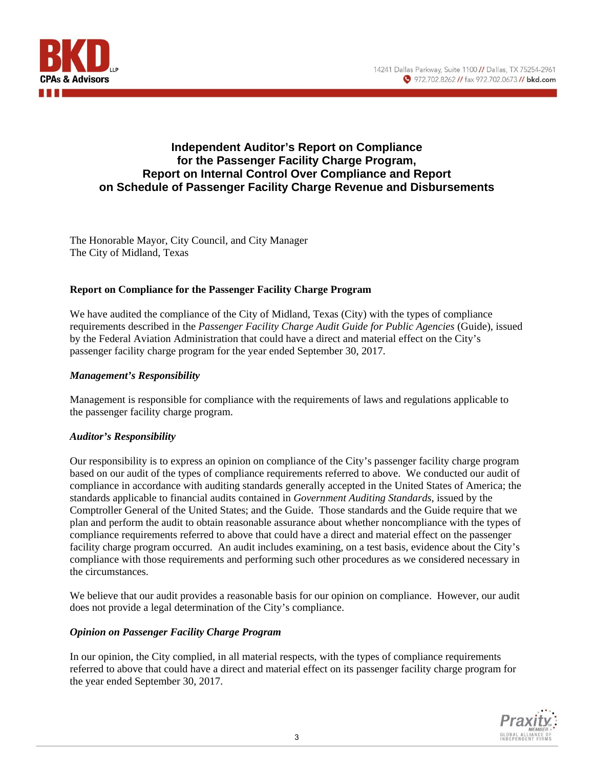# Independent Auditor's Report on Compliance for the Passenger Facility Charge Program, Report on Internal Control Over Compliance and Report on Schedule of Passenger Facility Charge Revenue and Disbursements

The Honorable Mayor, City Council, and City Manager
The City of Midland, Texas

## Report on Compliance for the Passenger Facility Charge Program

We have audited the compliance of the City of Midland, Texas (City) with the types of compliance requirements described in the *Passenger Facility Charge Audit Guide for Public Agencies* (Guide), issued by the Federal Aviation Administration that could have a direct and material effect on the City's passenger facility charge program for the year ended September 30, 2017.

### *Management's Responsibility*

Management is responsible for compliance with the requirements of laws and regulations applicable to the passenger facility charge program.

### *Auditor's Responsibility*

Our responsibility is to express an opinion on compliance of the City's passenger facility charge program based on our audit of the types of compliance requirements referred to above. We conducted our audit of compliance in accordance with auditing standards generally accepted in the United States of America; the standards applicable to financial audits contained in *Government Auditing Standards*, issued by the Comptroller General of the United States; and the Guide. Those standards and the Guide require that we plan and perform the audit to obtain reasonable assurance about whether noncompliance with the types of compliance requirements referred to above that could have a direct and material effect on the passenger facility charge program occurred. An audit includes examining, on a test basis, evidence about the City's compliance with those requirements and performing such other procedures as we considered necessary in the circumstances.

We believe that our audit provides a reasonable basis for our opinion on compliance. However, our audit does not provide a legal determination of the City's compliance.

### *Opinion on Passenger Facility Charge Program*

In our opinion, the City complied, in all material respects, with the types of compliance requirements referred to above that could have a direct and material effect on its passenger facility charge program for the year ended September 30, 2017.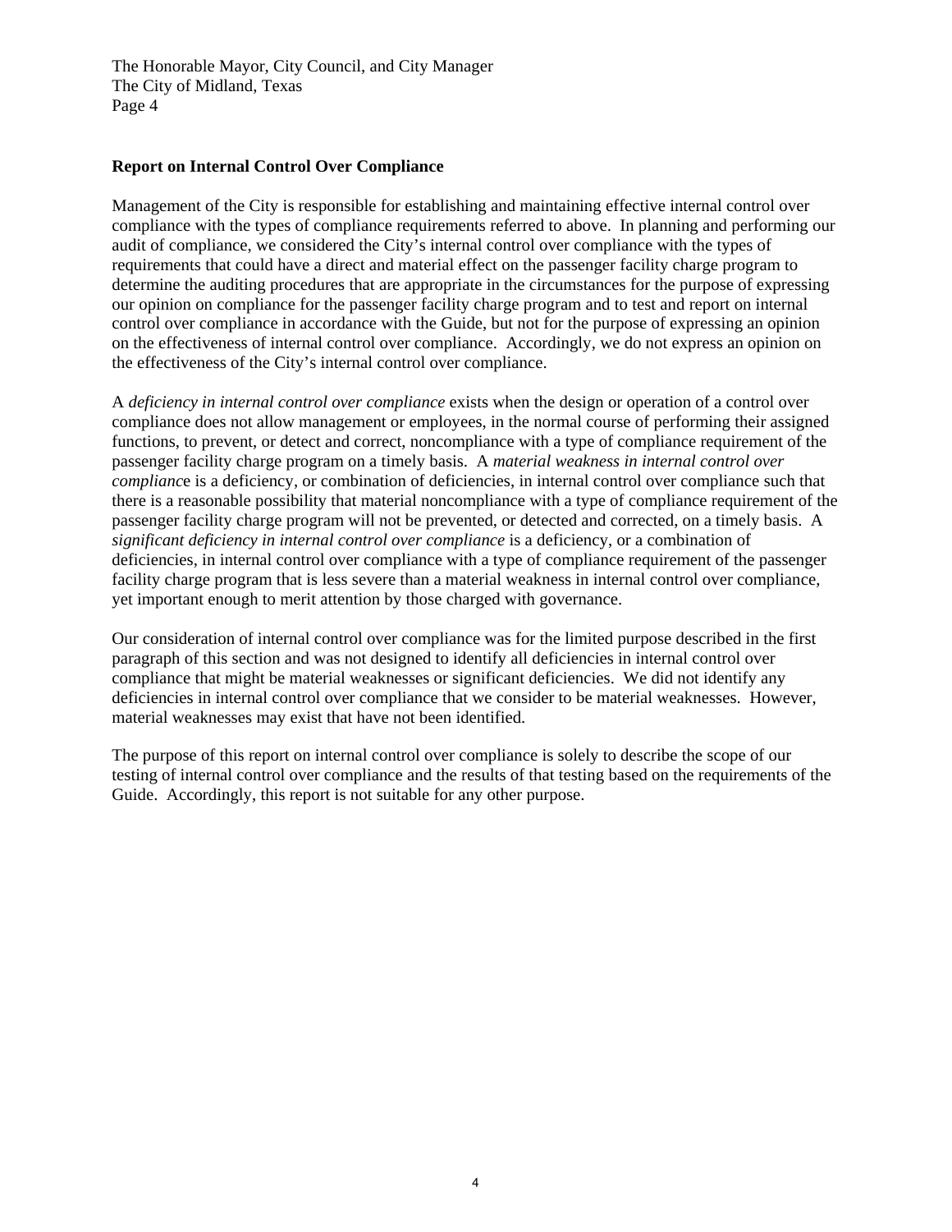The Honorable Mayor, City Council, and City Manager
The City of Midland, Texas
Page 4

**Report on Internal Control Over Compliance**

Management of the City is responsible for establishing and maintaining effective internal control over compliance with the types of compliance requirements referred to above. In planning and performing our audit of compliance, we considered the City's internal control over compliance with the types of requirements that could have a direct and material effect on the passenger facility charge program to determine the auditing procedures that are appropriate in the circumstances for the purpose of expressing our opinion on compliance for the passenger facility charge program and to test and report on internal control over compliance in accordance with the Guide, but not for the purpose of expressing an opinion on the effectiveness of internal control over compliance. Accordingly, we do not express an opinion on the effectiveness of the City's internal control over compliance.

A *deficiency in internal control over compliance* exists when the design or operation of a control over compliance does not allow management or employees, in the normal course of performing their assigned functions, to prevent, or detect and correct, noncompliance with a type of compliance requirement of the passenger facility charge program on a timely basis. A *material weakness in internal control over compliance* is a deficiency, or combination of deficiencies, in internal control over compliance such that there is a reasonable possibility that material noncompliance with a type of compliance requirement of the passenger facility charge program will not be prevented, or detected and corrected, on a timely basis. A *significant deficiency in internal control over compliance* is a deficiency, or a combination of deficiencies, in internal control over compliance with a type of compliance requirement of the passenger facility charge program that is less severe than a material weakness in internal control over compliance, yet important enough to merit attention by those charged with governance.

Our consideration of internal control over compliance was for the limited purpose described in the first paragraph of this section and was not designed to identify all deficiencies in internal control over compliance that might be material weaknesses or significant deficiencies. We did not identify any deficiencies in internal control over compliance that we consider to be material weaknesses. However, material weaknesses may exist that have not been identified.

The purpose of this report on internal control over compliance is solely to describe the scope of our testing of internal control over compliance and the results of that testing based on the requirements of the Guide. Accordingly, this report is not suitable for any other purpose.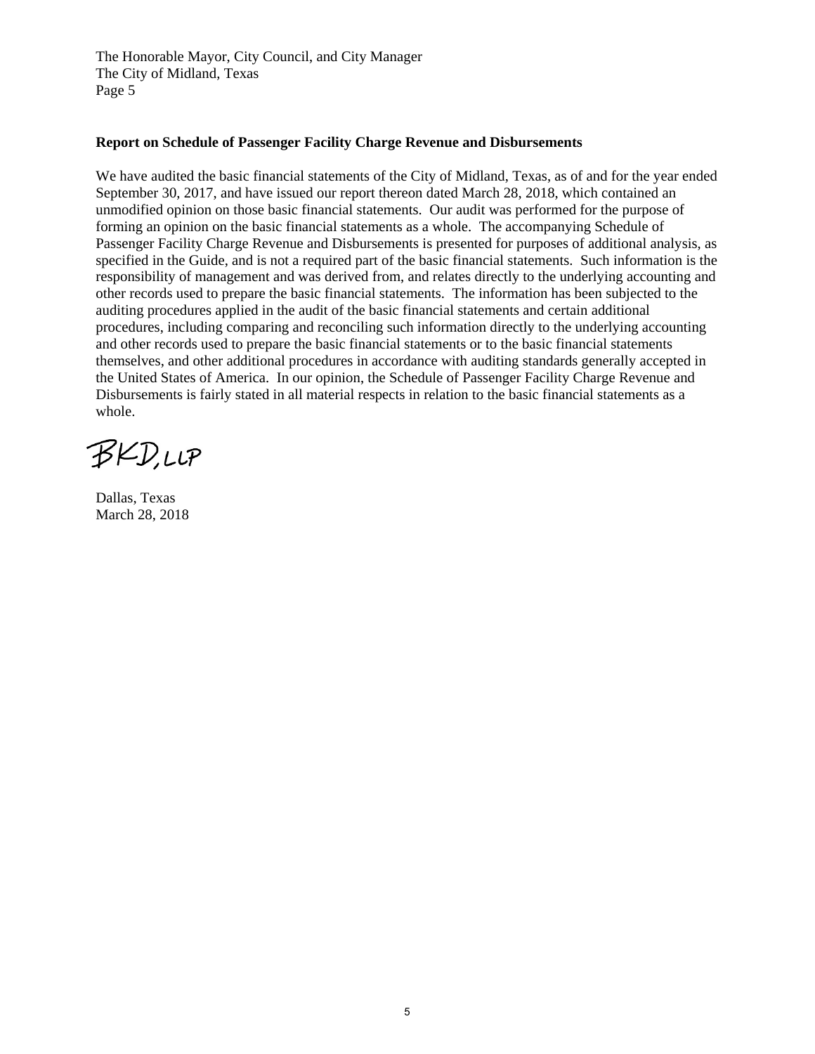The Honorable Mayor, City Council, and City Manager
The City of Midland, Texas
Page 5

**Report on Schedule of Passenger Facility Charge Revenue and Disbursements**

We have audited the basic financial statements of the City of Midland, Texas, as of and for the year ended September 30, 2017, and have issued our report thereon dated March 28, 2018, which contained an unmodified opinion on those basic financial statements. Our audit was performed for the purpose of forming an opinion on the basic financial statements as a whole. The accompanying Schedule of Passenger Facility Charge Revenue and Disbursements is presented for purposes of additional analysis, as specified in the Guide, and is not a required part of the basic financial statements. Such information is the responsibility of management and was derived from, and relates directly to the underlying accounting and other records used to prepare the basic financial statements. The information has been subjected to the auditing procedures applied in the audit of the basic financial statements and certain additional procedures, including comparing and reconciling such information directly to the underlying accounting and other records used to prepare the basic financial statements or to the basic financial statements themselves, and other additional procedures in accordance with auditing standards generally accepted in the United States of America. In our opinion, the Schedule of Passenger Facility Charge Revenue and Disbursements is fairly stated in all material respects in relation to the basic financial statements as a whole.

BKD, LLP

Dallas, Texas
March 28, 2018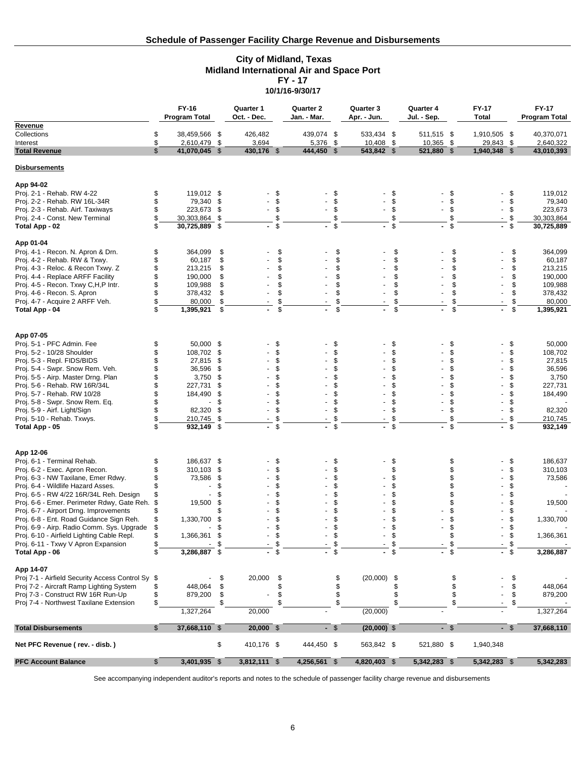## Schedule of Passenger Facility Charge Revenue and Disbursements

### City of Midland, Texas
### Midland International Air and Space Port
### FY - 17
### 10/1/16-9/30/17

| | FY-16 Program Total | Quarter 1 Oct. - Dec. | Quarter 2 Jan. - Mar. | Quarter 3 Apr. - Jun. | Quarter 4 Jul. - Sep. | FY-17 Total | FY-17 Program Total |
|---|---|---|---|---|---|---|---|
| **Revenue** | | | | | | | |
| Collections | $ 38,459,566 | $ 426,482 | 439,074 | $ 533,434 | $ 511,515 | $ 1,910,505 | $ 40,370,071 |
| Interest | $ 2,610,479 | $ 3,694 | 5,376 | $ 10,408 | $ 10,365 | $ 29,843 | $ 2,640,322 |
| **Total Revenue** | **$ 41,070,045** | **$ 430,176** | **$ 444,450** | **$ 543,842** | **$ 521,880** | **$ 1,940,348** | **$ 43,010,393** |
| **Disbursements** | | | | | | | |
| **App 94-02** | | | | | | | |
| Proj. 2-1 - Rehab. RW 4-22 | $ 119,012 | $ - | $ - | $ - | $ - | $ - | $ 119,012 |
| Proj. 2-2 - Rehab. RW 16L-34R | $ 79,340 | $ - | $ - | $ - | $ - | $ - | $ 79,340 |
| Proj. 2-3 - Rehab. Airf. Taxiways | $ 223,673 | $ - | $ - | $ - | $ - | $ - | $ 223,673 |
| Proj. 2-4 - Const. New Terminal | $ 30,303,864 | $ | $ | $ | $ | $ - | $ 30,303,864 |
| **Total App - 02** | **$ 30,725,889** | **$ -** | **$ -** | **$ -** | **$ -** | **$ -** | **$ 30,725,889** |
| **App 01-04** | | | | | | | |
| Proj. 4-1 - Recon. N. Apron & Drn. | $ 364,099 | $ - | $ - | $ - | $ - | $ - | $ 364,099 |
| Proj. 4-2 - Rehab. RW & Txwy. | $ 60,187 | $ - | $ - | $ - | $ - | $ - | $ 60,187 |
| Proj. 4-3 - Reloc. & Recon Txwy. Z | $ 213,215 | $ - | $ - | $ - | $ - | $ - | $ 213,215 |
| Proj. 4-4 - Replace ARFF Facility | $ 190,000 | $ - | $ - | $ - | $ - | $ - | $ 190,000 |
| Proj. 4-5 - Recon. Txwy C,H,P Intr. | $ 109,988 | $ - | $ - | $ - | $ - | $ - | $ 109,988 |
| Proj. 4-6 - Recon. S. Apron | $ 378,432 | $ - | $ - | $ - | $ - | $ - | $ 378,432 |
| Proj. 4-7 - Acquire 2 ARFF Veh. | $ 80,000 | $ - | $ - | $ - | $ - | $ - | $ 80,000 |
| **Total App - 04** | **$ 1,395,921** | **$ -** | **$ -** | **$ -** | **$ -** | **$ -** | **$ 1,395,921** |
| **App 07-05** | | | | | | | |
| Proj. 5-1 - PFC Admin. Fee | $ 50,000 | $ - | $ - | $ - | $ - | $ - | $ 50,000 |
| Proj. 5-2 - 10/28 Shoulder | $ 108,702 | $ - | $ - | $ - | $ - | $ - | $ 108,702 |
| Proj. 5-3 - Repl. FIDS/BIDS | $ 27,815 | $ - | $ - | $ - | $ - | $ - | $ 27,815 |
| Proj. 5-4 - Swpr. Snow Rem. Veh. | $ 36,596 | $ - | $ - | $ - | $ - | $ - | $ 36,596 |
| Proj. 5-5 - Airp. Master Drng. Plan | $ 3,750 | $ - | $ - | $ - | $ - | $ - | $ 3,750 |
| Proj. 5-6 - Rehab. RW 16R/34L | $ 227,731 | $ - | $ - | $ - | $ - | $ - | $ 227,731 |
| Proj. 5-7 - Rehab. RW 10/28 | $ 184,490 | $ - | $ - | $ - | $ - | $ - | $ 184,490 |
| Proj. 5-8 - Swpr. Snow Rem. Eq. | $ - | $ - | $ - | $ - | $ - | $ - | $ - |
| Proj. 5-9 - Airf. Light/Sign | $ 82,320 | $ - | $ - | $ - | $ - | $ - | $ 82,320 |
| Proj. 5-10 - Rehab. Txwys. | $ 210,745 | $ - | $ - | $ - | $ | $ - | $ 210,745 |
| **Total App - 05** | **$ 932,149** | **$ -** | **$ -** | **$ -** | **$ -** | **$ -** | **$ 932,149** |
| **App 12-06** | | | | | | | |
| Proj. 6-1 - Terminal Rehab. | $ 186,637 | $ - | $ - | $ - | $ | $ - | $ 186,637 |
| Proj. 6-2 - Exec. Apron Recon. | $ 310,103 | $ - | $ - | $ | $ | $ - | $ 310,103 |
| Proj. 6-3 - NW Taxilane, Emer Rdwy. | $ 73,586 | $ - | $ - | $ - | $ | $ - | $ 73,586 |
| Proj. 6-4 - Wildlife Hazard Asses. | $ - | $ - | $ - | $ - | $ | $ - | $ - |
| Proj. 6-5 - RW 4/22 16R/34L Reh. Design | $ - | $ - | $ - | $ - | $ | $ - | $ - |
| Proj. 6-6 - Emer. Perimeter Rdwy, Gate Reh. | $ 19,500 | $ - | $ - | $ - | $ | $ - | $ 19,500 |
| Proj. 6-7 - Airport Drng. Improvements | $ | $ - | $ - | $ - | $ - | $ - | $ - |
| Proj. 6-8 - Ent. Road Guidance Sign Reh. | $ 1,330,700 | $ - | $ - | $ - | $ - | $ - | $ 1,330,700 |
| Proj. 6-9 - Airp. Radio Comm. Sys. Upgrade | $ - | $ - | $ - | $ - | $ - | $ - | $ - |
| Proj. 6-10 - Airfield Lighting Cable Repl. | $ 1,366,361 | $ - | $ - | $ - | $ | $ - | $ 1,366,361 |
| Proj. 6-11 - Txwy V Apron Expansion | $ - | $ - | $ - | $ - | $ - | $ - | $ - |
| **Total App - 06** | **$ 3,286,887** | **$ -** | **$ -** | **$ -** | **$ -** | **$ -** | **$ 3,286,887** |
| **App 14-07** | | | | | | | |
| Proj 7-1 - Airfield Security Access Control Sy | $ - | $ 20,000 | $ | $ (20,000) | $ | $ - | $ - |
| Proj 7-2 - Aircraft Ramp Lighting System | $ 448,064 | $ | $ | $ | $ | $ - | $ 448,064 |
| Proj 7-3 - Construct RW 16R Run-Up | $ 879,200 | $ - | $ | $ | $ | $ - | $ 879,200 |
| Proj 7-4 - Northwest Taxilane Extension | $ | $ | $ | $ | $ | $ - | $ - |
| | 1,327,264 | 20,000 | - | (20,000) | - | - | 1,327,264 |
| **Total Disbursements** | **$ 37,668,110** | **$ 20,000** | **$ -** | **$ (20,000)** | **$ -** | **$ -** | **$ 37,668,110** |
| **Net PFC Revenue ( rev. - disb. )** | | $ 410,176 | $ 444,450 | $ 563,842 | $ 521,880 | $ 1,940,348 | |
| **PFC Account Balance** | **$ 3,401,935** | **$ 3,812,111** | **$ 4,256,561** | **$ 4,820,403** | **$ 5,342,283** | **$ 5,342,283** | **$ 5,342,283** |

See accompanying independent auditor's reports and notes to the schedule of passenger facility charge revenue and disbursements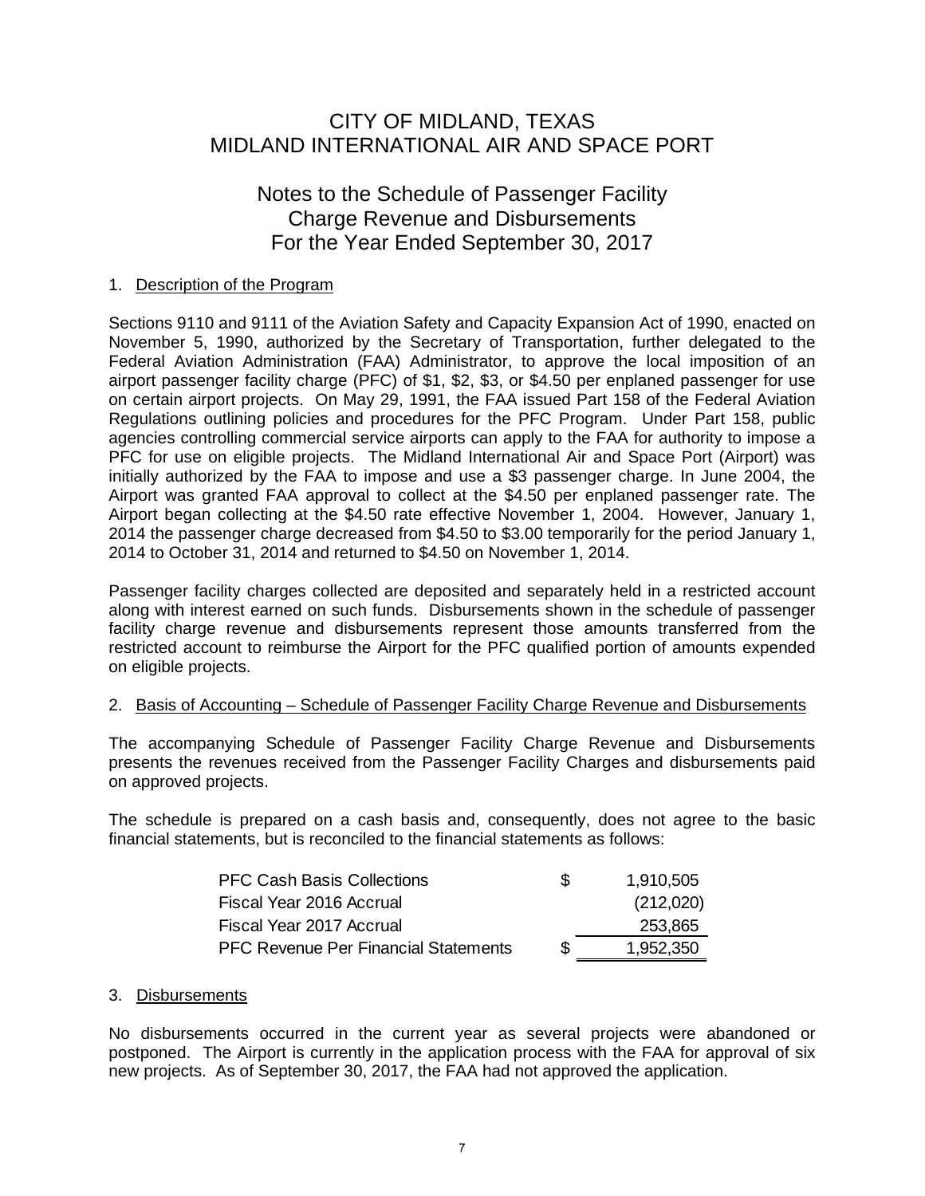# CITY OF MIDLAND, TEXAS
# MIDLAND INTERNATIONAL AIR AND SPACE PORT

## Notes to the Schedule of Passenger Facility Charge Revenue and Disbursements For the Year Ended September 30, 2017

1. Description of the Program

Sections 9110 and 9111 of the Aviation Safety and Capacity Expansion Act of 1990, enacted on November 5, 1990, authorized by the Secretary of Transportation, further delegated to the Federal Aviation Administration (FAA) Administrator, to approve the local imposition of an airport passenger facility charge (PFC) of $1, $2, $3, or $4.50 per enplaned passenger for use on certain airport projects. On May 29, 1991, the FAA issued Part 158 of the Federal Aviation Regulations outlining policies and procedures for the PFC Program. Under Part 158, public agencies controlling commercial service airports can apply to the FAA for authority to impose a PFC for use on eligible projects. The Midland International Air and Space Port (Airport) was initially authorized by the FAA to impose and use a $3 passenger charge. In June 2004, the Airport was granted FAA approval to collect at the $4.50 per enplaned passenger rate. The Airport began collecting at the $4.50 rate effective November 1, 2004. However, January 1, 2014 the passenger charge decreased from $4.50 to $3.00 temporarily for the period January 1, 2014 to October 31, 2014 and returned to $4.50 on November 1, 2014.

Passenger facility charges collected are deposited and separately held in a restricted account along with interest earned on such funds. Disbursements shown in the schedule of passenger facility charge revenue and disbursements represent those amounts transferred from the restricted account to reimburse the Airport for the PFC qualified portion of amounts expended on eligible projects.

2. Basis of Accounting – Schedule of Passenger Facility Charge Revenue and Disbursements

The accompanying Schedule of Passenger Facility Charge Revenue and Disbursements presents the revenues received from the Passenger Facility Charges and disbursements paid on approved projects.

The schedule is prepared on a cash basis and, consequently, does not agree to the basic financial statements, but is reconciled to the financial statements as follows:

| | | |
|---|---|---|
| PFC Cash Basis Collections | $ | 1,910,505 |
| Fiscal Year 2016 Accrual | | (212,020) |
| Fiscal Year 2017 Accrual | | 253,865 |
| PFC Revenue Per Financial Statements | $ | 1,952,350 |

3. Disbursements

No disbursements occurred in the current year as several projects were abandoned or postponed. The Airport is currently in the application process with the FAA for approval of six new projects. As of September 30, 2017, the FAA had not approved the application.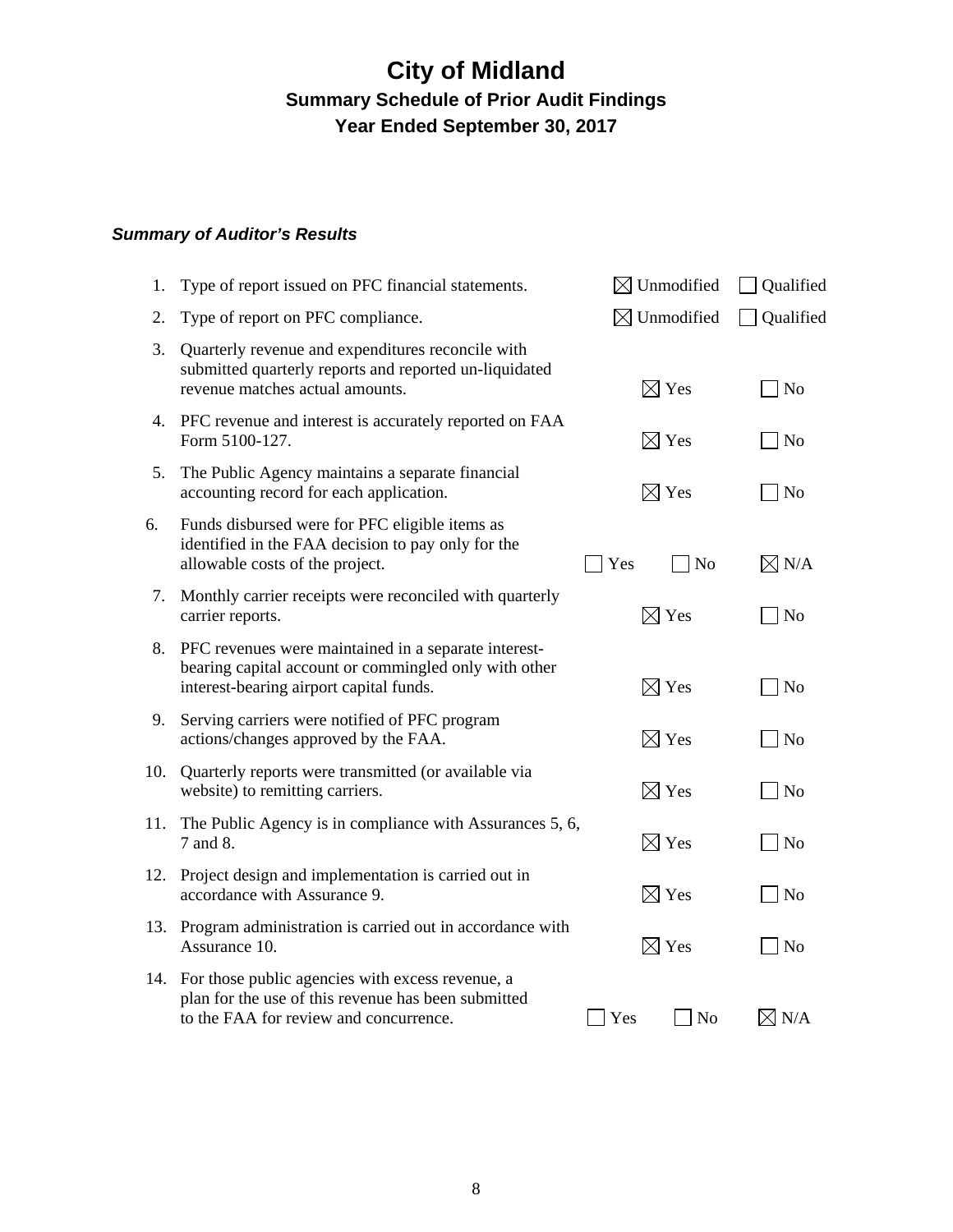# City of Midland

## Summary Schedule of Prior Audit Findings

## Year Ended September 30, 2017

***Summary of Auditor's Results***

| | | | | |
|---|---|---|---|---|
| 1. | Type of report issued on PFC financial statements. | ☒ Unmodified | | ☐ Qualified |
| 2. | Type of report on PFC compliance. | ☒ Unmodified | | ☐ Qualified |
| 3. | Quarterly revenue and expenditures reconcile with submitted quarterly reports and reported un-liquidated revenue matches actual amounts. | | ☒ Yes | ☐ No |
| 4. | PFC revenue and interest is accurately reported on FAA Form 5100-127. | | ☒ Yes | ☐ No |
| 5. | The Public Agency maintains a separate financial accounting record for each application. | | ☒ Yes | ☐ No |
| 6. | Funds disbursed were for PFC eligible items as identified in the FAA decision to pay only for the allowable costs of the project. | ☐ Yes | ☐ No | ☒ N/A |
| 7. | Monthly carrier receipts were reconciled with quarterly carrier reports. | | ☒ Yes | ☐ No |
| 8. | PFC revenues were maintained in a separate interest-bearing capital account or commingled only with other interest-bearing airport capital funds. | | ☒ Yes | ☐ No |
| 9. | Serving carriers were notified of PFC program actions/changes approved by the FAA. | | ☒ Yes | ☐ No |
| 10. | Quarterly reports were transmitted (or available via website) to remitting carriers. | | ☒ Yes | ☐ No |
| 11. | The Public Agency is in compliance with Assurances 5, 6, 7 and 8. | | ☒ Yes | ☐ No |
| 12. | Project design and implementation is carried out in accordance with Assurance 9. | | ☒ Yes | ☐ No |
| 13. | Program administration is carried out in accordance with Assurance 10. | | ☒ Yes | ☐ No |
| 14. | For those public agencies with excess revenue, a plan for the use of this revenue has been submitted to the FAA for review and concurrence. | ☐ Yes | ☐ No | ☒ N/A |